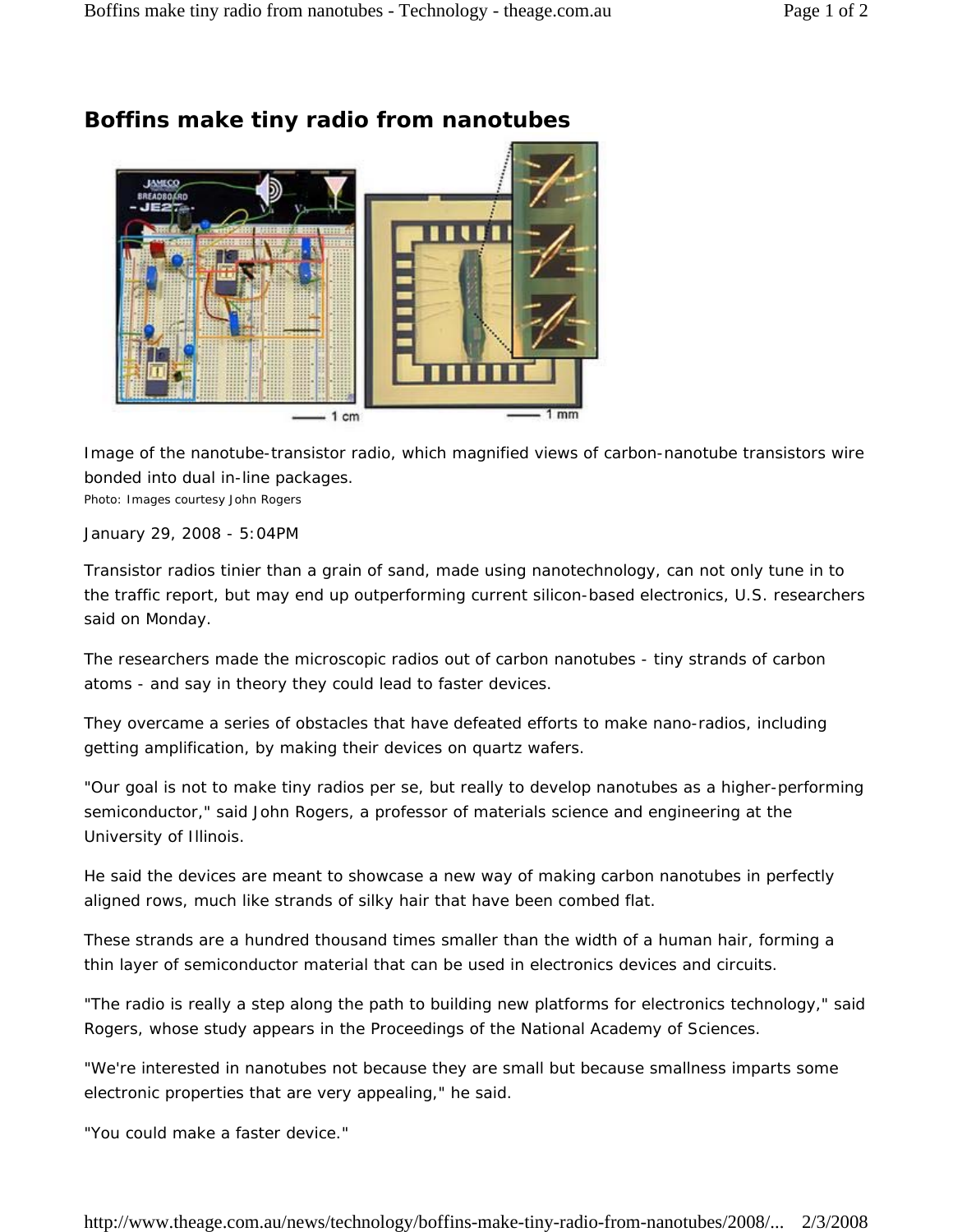# Boffins make tiny radio from nanotubes

Image of the nanotube-transistor radio, which magnified views of carbon-nanotube transistors wire bonded into dual in-line packages.

Photo: Images courtesy John Rogers

January 29, 2008 - 5:04PM

Transistor radios tinier than a grain of sand, made using nanotechnology, can not only tune in to the traffic report, but may end up outperforming current silicon-based electronics, U.S. researchers said on Monday.

The researchers made the microscopic radios out of carbon nanotubes - tiny strands of carbon atoms - and say in theory they could lead to faster devices.

They overcame a series of obstacles that have defeated efforts to make nano-radios, including getting amplification, by making their devices on quartz wafers.

"Our goal is not to make tiny radios per se, but really to develop nanotubes as a higher-performing semiconductor," said John Rogers, a professor of materials science and engineering at the University of Illinois.

He said the devices are meant to showcase a new way of making carbon nanotubes in perfectly aligned rows, much like strands of silky hair that have been combed flat.

These strands are a hundred thousand times smaller than the width of a human hair, forming a thin layer of semiconductor material that can be used in electronics devices and circuits.

"The radio is really a step along the path to building new platforms for electronics technology," said Rogers, whose study appears in the Proceedings of the National Academy of Sciences.

"We're interested in nanotubes not because they are small but because smallness imparts some electronic properties that are very appealing," he said.

"You could make a faster device."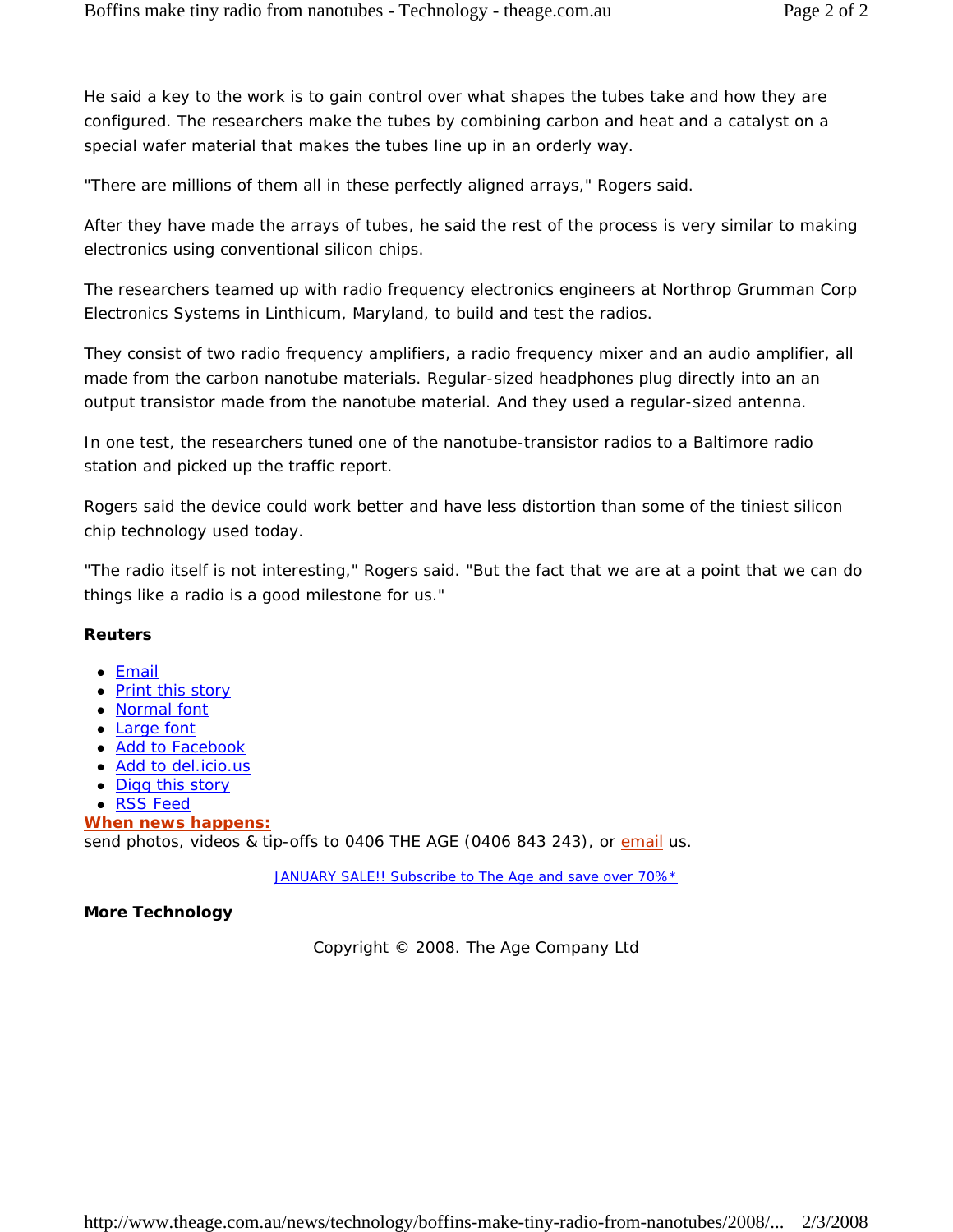He said a key to the work is to gain control over what shapes the tubes take and how they are configured. The researchers make the tubes by combining carbon and heat and a catalyst on a special wafer material that makes the tubes line up in an orderly way.

"There are millions of them all in these perfectly aligned arrays," Rogers said.

After they have made the arrays of tubes, he said the rest of the process is very similar to making electronics using conventional silicon chips.

The researchers teamed up with radio frequency electronics engineers at Northrop Grumman Corp Electronics Systems in Linthicum, Maryland, to build and test the radios.

They consist of two radio frequency amplifiers, a radio frequency mixer and an audio amplifier, all made from the carbon nanotube materials. Regular-sized headphones plug directly into an an output transistor made from the nanotube material. And they used a regular-sized antenna.

In one test, the researchers tuned one of the nanotube-transistor radios to a Baltimore radio station and picked up the traffic report.

Rogers said the device could work better and have less distortion than some of the tiniest silicon chip technology used today.

"The radio itself is not interesting," Rogers said. "But the fact that we are at a point that we can do things like a radio is a good milestone for us."

**Reuters**

- Email
- Print this story
- Normal font
- Large font
- Add to Facebook
- Add to del.icio.us
- Digg this story
- RSS Feed

**When news happens:**
send photos, videos & tip-offs to 0406 THE AGE (0406 843 243), or email us.

JANUARY SALE!! Subscribe to The Age and save over 70%*

**More Technology**

Copyright © 2008. The Age Company Ltd